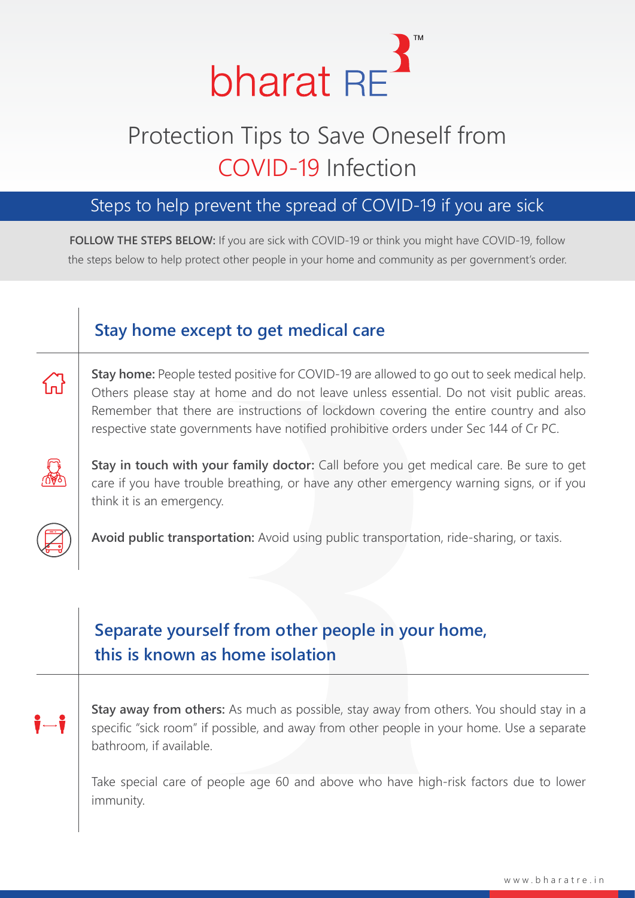bharat RE™

# Protection Tips to Save Oneself from COVID-19 Infection

## Steps to help prevent the spread of COVID-19 if you are sick

**FOLLOW THE STEPS BELOW:** If you are sick with COVID-19 or think you might have COVID-19, follow the steps below to help protect other people in your home and community as per government's order.

### Stay home except to get medical care

**Stay home:** People tested positive for COVID-19 are allowed to go out to seek medical help. Others please stay at home and do not leave unless essential. Do not visit public areas. Remember that there are instructions of lockdown covering the entire country and also respective state governments have notified prohibitive orders under Sec 144 of Cr PC.

**Stay in touch with your family doctor:** Call before you get medical care. Be sure to get care if you have trouble breathing, or have any other emergency warning signs, or if you think it is an emergency.

**Avoid public transportation:** Avoid using public transportation, ride-sharing, or taxis.

### Separate yourself from other people in your home, this is known as home isolation

**Stay away from others:** As much as possible, stay away from others. You should stay in a specific "sick room" if possible, and away from other people in your home. Use a separate bathroom, if available.

Take special care of people age 60 and above who have high-risk factors due to lower immunity.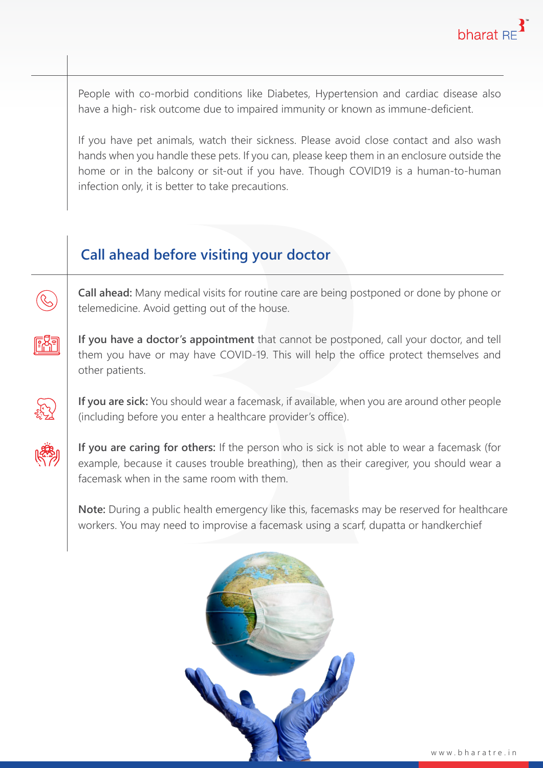People with co-morbid conditions like Diabetes, Hypertension and cardiac disease also have a high- risk outcome due to impaired immunity or known as immune-deficient.

If you have pet animals, watch their sickness. Please avoid close contact and also wash hands when you handle these pets. If you can, please keep them in an enclosure outside the home or in the balcony or sit-out if you have. Though COVID19 is a human-to-human infection only, it is better to take precautions.

## Call ahead before visiting your doctor

**Call ahead:** Many medical visits for routine care are being postponed or done by phone or telemedicine. Avoid getting out of the house.

**If you have a doctor's appointment** that cannot be postponed, call your doctor, and tell them you have or may have COVID-19. This will help the office protect themselves and other patients.

**If you are sick:** You should wear a facemask, if available, when you are around other people (including before you enter a healthcare provider's office).

**If you are caring for others:** If the person who is sick is not able to wear a facemask (for example, because it causes trouble breathing), then as their caregiver, you should wear a facemask when in the same room with them.

**Note:** During a public health emergency like this, facemasks may be reserved for healthcare workers. You may need to improvise a facemask using a scarf, dupatta or handkerchief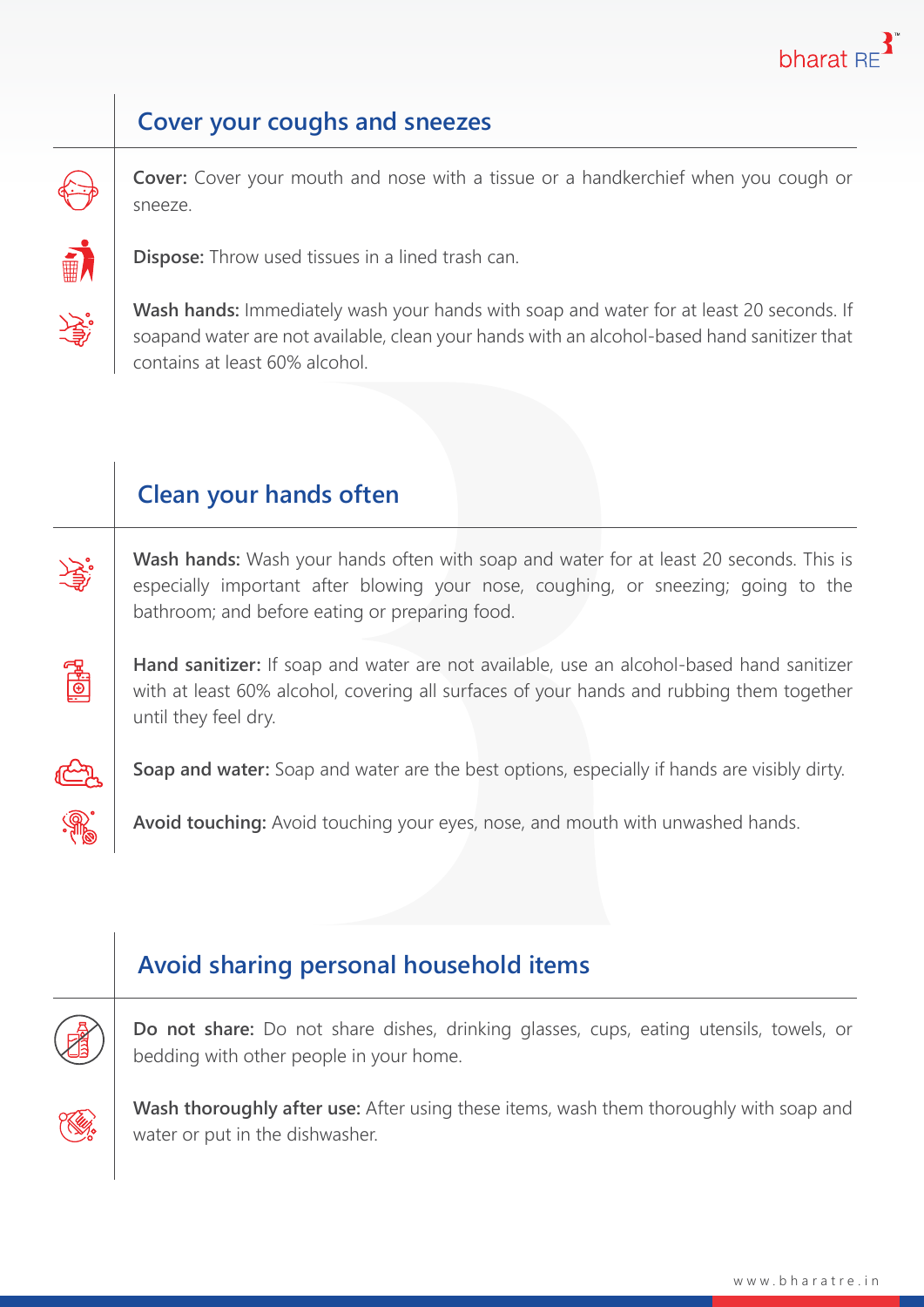## Cover your coughs and sneezes

**Cover:** Cover your mouth and nose with a tissue or a handkerchief when you cough or sneeze.

**Dispose:** Throw used tissues in a lined trash can.

**Wash hands:** Immediately wash your hands with soap and water for at least 20 seconds. If soapand water are not available, clean your hands with an alcohol-based hand sanitizer that contains at least 60% alcohol.

## Clean your hands often

**Wash hands:** Wash your hands often with soap and water for at least 20 seconds. This is especially important after blowing your nose, coughing, or sneezing; going to the bathroom; and before eating or preparing food.

**Hand sanitizer:** If soap and water are not available, use an alcohol-based hand sanitizer with at least 60% alcohol, covering all surfaces of your hands and rubbing them together until they feel dry.

**Soap and water:** Soap and water are the best options, especially if hands are visibly dirty.

**Avoid touching:** Avoid touching your eyes, nose, and mouth with unwashed hands.

## Avoid sharing personal household items

**Do not share:** Do not share dishes, drinking glasses, cups, eating utensils, towels, or bedding with other people in your home.

**Wash thoroughly after use:** After using these items, wash them thoroughly with soap and water or put in the dishwasher.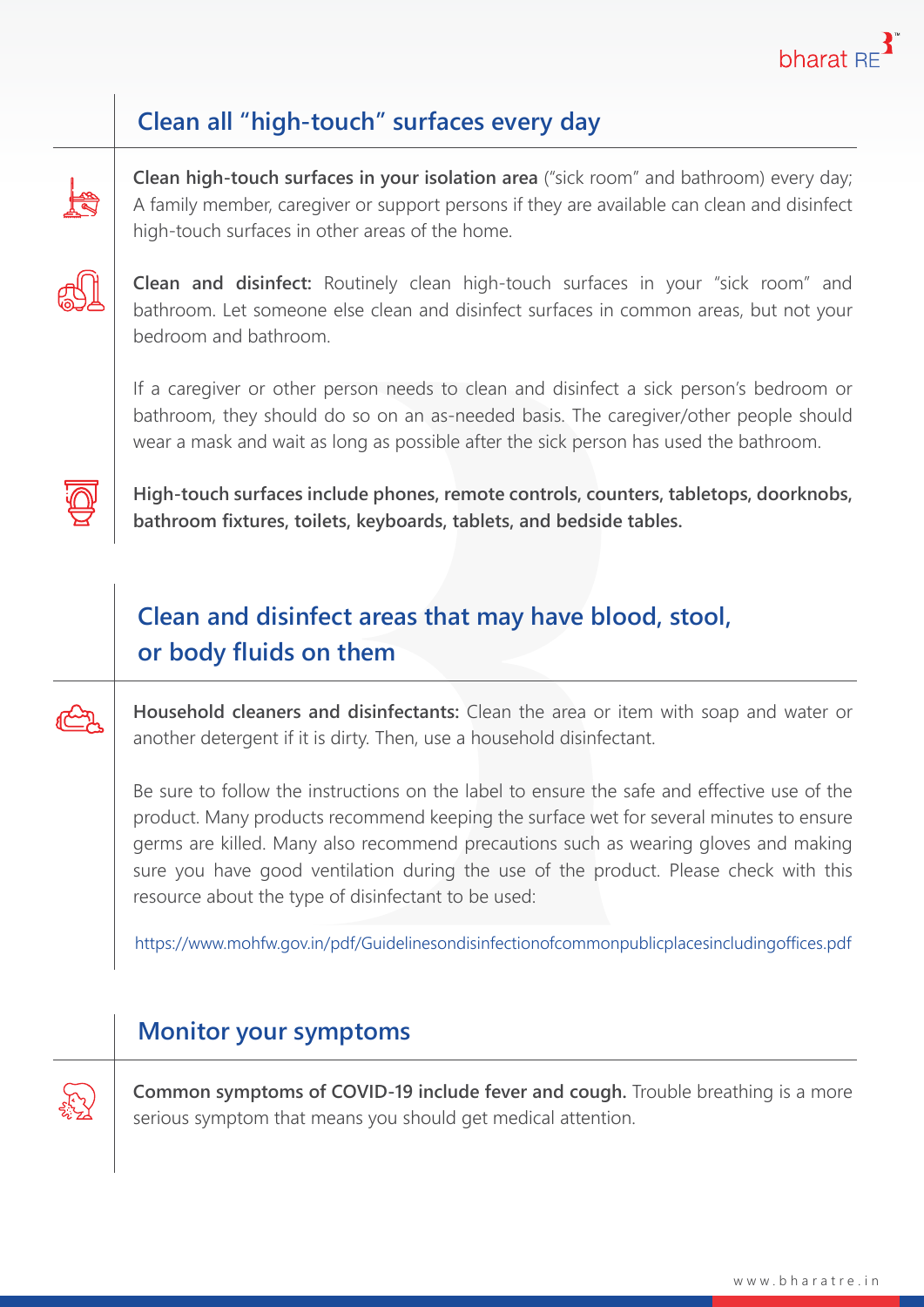## Clean all "high-touch" surfaces every day

**Clean high-touch surfaces in your isolation area** ("sick room" and bathroom) every day; A family member, caregiver or support persons if they are available can clean and disinfect high-touch surfaces in other areas of the home.

**Clean and disinfect:** Routinely clean high-touch surfaces in your "sick room" and bathroom. Let someone else clean and disinfect surfaces in common areas, but not your bedroom and bathroom.

If a caregiver or other person needs to clean and disinfect a sick person's bedroom or bathroom, they should do so on an as-needed basis. The caregiver/other people should wear a mask and wait as long as possible after the sick person has used the bathroom.

**High-touch surfaces include phones, remote controls, counters, tabletops, doorknobs, bathroom fixtures, toilets, keyboards, tablets, and bedside tables.**

## Clean and disinfect areas that may have blood, stool, or body fluids on them

**Household cleaners and disinfectants:** Clean the area or item with soap and water or another detergent if it is dirty. Then, use a household disinfectant.

Be sure to follow the instructions on the label to ensure the safe and effective use of the product. Many products recommend keeping the surface wet for several minutes to ensure germs are killed. Many also recommend precautions such as wearing gloves and making sure you have good ventilation during the use of the product. Please check with this resource about the type of disinfectant to be used:

https://www.mohfw.gov.in/pdf/Guidelinesondisinfectionofcommonpublicplacesincludingoffices.pdf

## Monitor your symptoms

**Common symptoms of COVID-19 include fever and cough.** Trouble breathing is a more serious symptom that means you should get medical attention.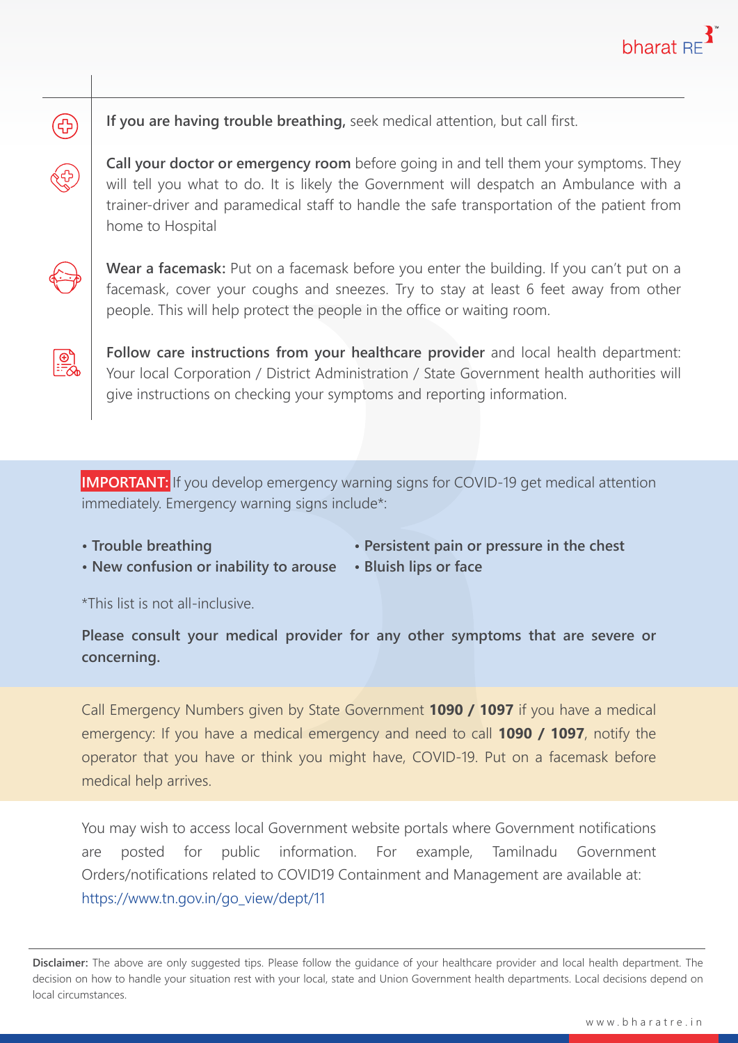**If you are having trouble breathing,** seek medical attention, but call first.

**Call your doctor or emergency room** before going in and tell them your symptoms. They will tell you what to do. It is likely the Government will despatch an Ambulance with a trainer-driver and paramedical staff to handle the safe transportation of the patient from home to Hospital

**Wear a facemask:** Put on a facemask before you enter the building. If you can't put on a facemask, cover your coughs and sneezes. Try to stay at least 6 feet away from other people. This will help protect the people in the office or waiting room.

**Follow care instructions from your healthcare provider** and local health department: Your local Corporation / District Administration / State Government health authorities will give instructions on checking your symptoms and reporting information.

**IMPORTANT:** If you develop emergency warning signs for COVID-19 get medical attention immediately. Emergency warning signs include*:

- **Trouble breathing**
- **New confusion or inability to arouse**
- **Persistent pain or pressure in the chest**
- **Bluish lips or face**

*This list is not all-inclusive.

**Please consult your medical provider for any other symptoms that are severe or concerning.**

Call Emergency Numbers given by State Government **1090 / 1097** if you have a medical emergency: If you have a medical emergency and need to call **1090 / 1097**, notify the operator that you have or think you might have, COVID-19. Put on a facemask before medical help arrives.

You may wish to access local Government website portals where Government notifications are posted for public information. For example, Tamilnadu Government Orders/notifications related to COVID19 Containment and Management are available at: https://www.tn.gov.in/go_view/dept/11

**Disclaimer:** The above are only suggested tips. Please follow the guidance of your healthcare provider and local health department. The decision on how to handle your situation rest with your local, state and Union Government health departments. Local decisions depend on local circumstances.